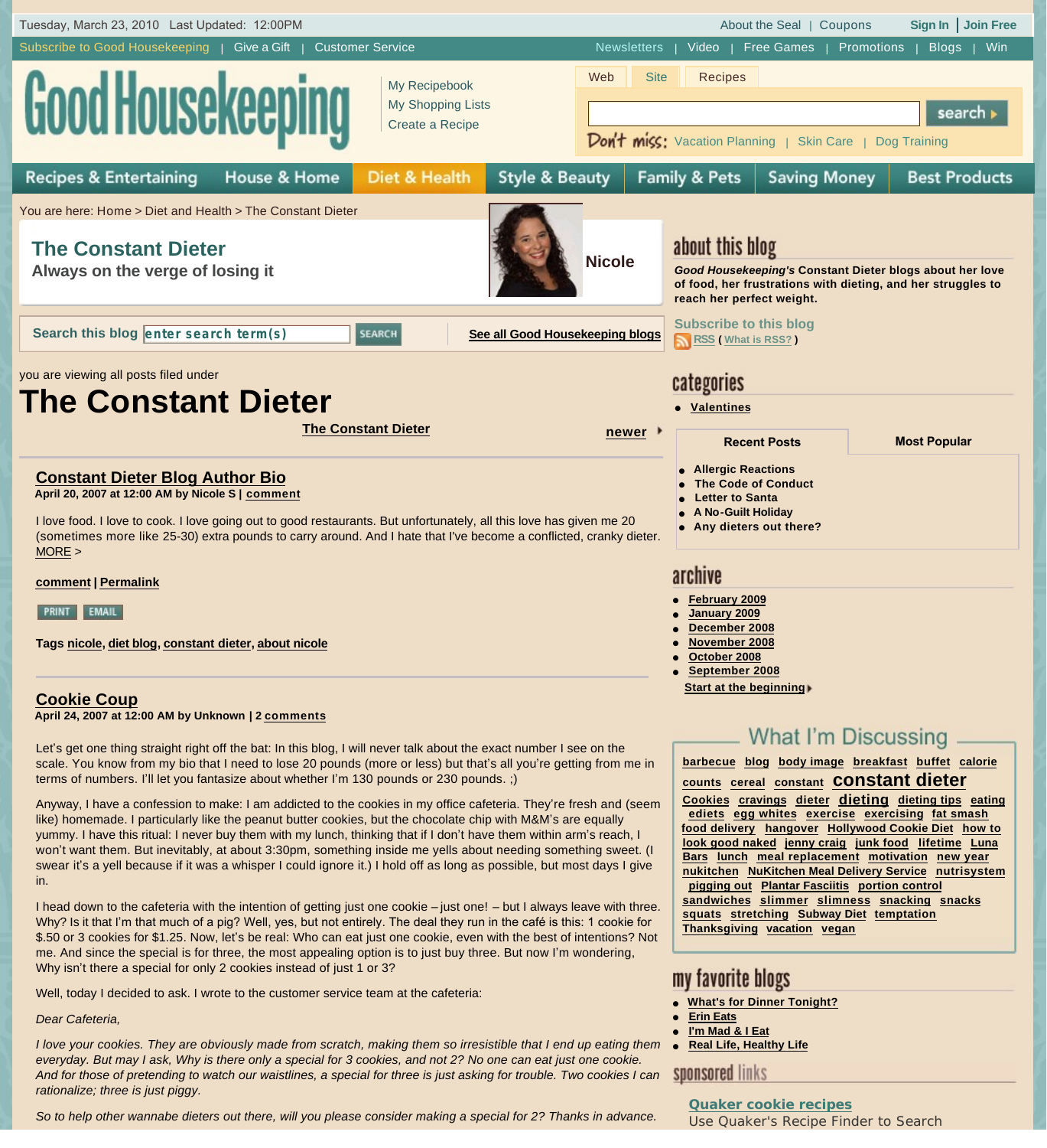Tuesday, March 23, 2010 Last Updated: 12:00PM

About the Seal | Coupons | Sign In | Join Free

Subscribe to Good Housekeeping | Give a Gift | Customer Service

Newsletters | Video | Free Games | Promotions | Blogs | Win

# Good Housekeeping

My Recipebook
My Shopping Lists
Create a Recipe

Web | Site | Recipes

search

Don't miss: Vacation Planning | Skin Care | Dog Training

Recipes & Entertaining | House & Home | Diet & Health | Style & Beauty | Family & Pets | Saving Money | Best Products

You are here: Home > Diet and Health > The Constant Dieter

## The Constant Dieter

**Always on the verge of losing it**

**Nicole**

Search this blog enter search term(s) SEARCH

See all Good Housekeeping blogs

you are viewing all posts filed under

# The Constant Dieter

The Constant Dieter

newer

### Constant Dieter Blog Author Bio

**April 20, 2007 at 12:00 AM by Nicole S | comment**

I love food. I love to cook. I love going out to good restaurants. But unfortunately, all this love has given me 20 (sometimes more like 25-30) extra pounds to carry around. And I hate that I've become a conflicted, cranky dieter. MORE >

**comment | Permalink**

PRINT EMAIL

**Tags nicole, diet blog, constant dieter, about nicole**

### Cookie Coup

**April 24, 2007 at 12:00 AM by Unknown | 2 comments**

Let's get one thing straight right off the bat: In this blog, I will never talk about the exact number I see on the scale. You know from my bio that I need to lose 20 pounds (more or less) but that's all you're getting from me in terms of numbers. I'll let you fantasize about whether I'm 130 pounds or 230 pounds. ;)

Anyway, I have a confession to make: I am addicted to the cookies in my office cafeteria. They're fresh and (seem like) homemade. I particularly like the peanut butter cookies, but the chocolate chip with M&M's are equally yummy. I have this ritual: I never buy them with my lunch, thinking that if I don't have them within arm's reach, I won't want them. But inevitably, at about 3:30pm, something inside me yells about needing something sweet. (I swear it's a yell because if it was a whisper I could ignore it.) I hold off as long as possible, but most days I give in.

I head down to the cafeteria with the intention of getting just one cookie – just one! – but I always leave with three. Why? Is it that I'm that much of a pig? Well, yes, but not entirely. The deal they run in the café is this: 1 cookie for $.50 or 3 cookies for $1.25. Now, let's be real: Who can eat just one cookie, even with the best of intentions? Not me. And since the special is for three, the most appealing option is to just buy three. But now I'm wondering, Why isn't there a special for only 2 cookies instead of just 1 or 3?

Well, today I decided to ask. I wrote to the customer service team at the cafeteria:

*Dear Cafeteria,*

*I love your cookies. They are obviously made from scratch, making them so irresistible that I end up eating them everyday. But may I ask, Why is there only a special for 3 cookies, and not 2? No one can eat just one cookie. And for those of pretending to watch our waistlines, a special for three is just asking for trouble. Two cookies I can rationalize; three is just piggy.*

*So to help other wannabe dieters out there, will you please consider making a special for 2? Thanks in advance.*

## about this blog

***Good Housekeeping's*** **Constant Dieter blogs about her love of food, her frustrations with dieting, and her struggles to reach her perfect weight.**

Subscribe to this blog

RSS ( What is RSS? )

## categories

- Valentines

**Recent Posts** | **Most Popular**

- Allergic Reactions
- The Code of Conduct
- Letter to Santa
- A No-Guilt Holiday
- Any dieters out there?

## archive

- February 2009
- January 2009
- December 2008
- November 2008
- October 2008
- September 2008

Start at the beginning

## What I'm Discussing

barbecue blog body image breakfast buffet calorie counts cereal constant **constant dieter** Cookies cravings dieter **dieting** dieting tips eating ediets egg whites exercise exercising fat smash food delivery hangover Hollywood Cookie Diet how to look good naked jenny craig junk food lifetime Luna Bars lunch meal replacement motivation new year nukitchen NuKitchen Meal Delivery Service nutrisystem pigging out Plantar Fasciitis portion control sandwiches slimmer slimness snacking snacks squats stretching Subway Diet temptation Thanksgiving vacation vegan

## my favorite blogs

- What's for Dinner Tonight?
- Erin Eats
- I'm Mad & I Eat
- Real Life, Healthy Life

## sponsored links

Quaker cookie recipes
Use Quaker's Recipe Finder to Search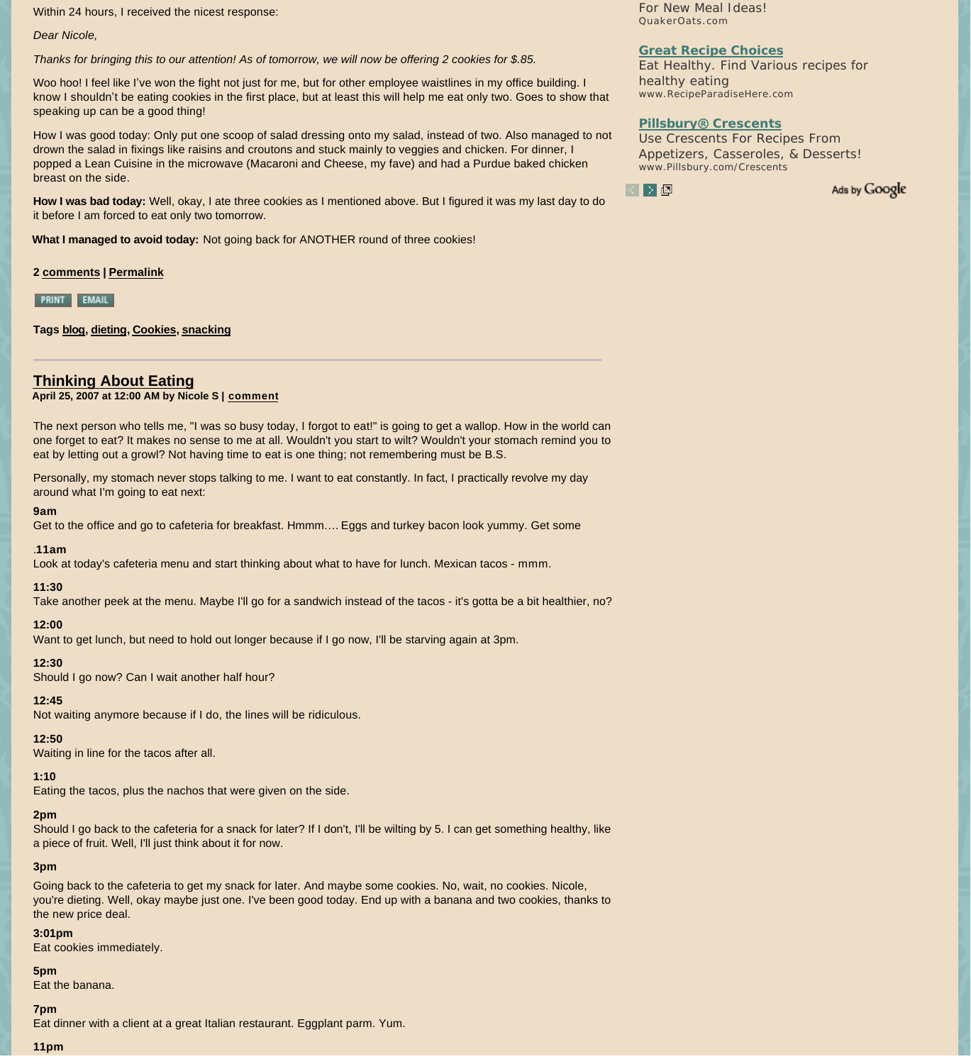Within 24 hours, I received the nicest response:

*Dear Nicole,*

*Thanks for bringing this to our attention! As of tomorrow, we will now be offering 2 cookies for $.85.*

Woo hoo! I feel like I've won the fight not just for me, but for other employee waistlines in my office building. I know I shouldn't be eating cookies in the first place, but at least this will help me eat only two. Goes to show that speaking up can be a good thing!

How I was good today: Only put one scoop of salad dressing onto my salad, instead of two. Also managed to not drown the salad in fixings like raisins and croutons and stuck mainly to veggies and chicken. For dinner, I popped a Lean Cuisine in the microwave (Macaroni and Cheese, my fave) and had a Purdue baked chicken breast on the side.

**How I was bad today:** Well, okay, I ate three cookies as I mentioned above. But I figured it was my last day to do it before I am forced to eat only two tomorrow.

**What I managed to avoid today:** Not going back for ANOTHER round of three cookies!

**2 comments | Permalink**

PRINT EMAIL

**Tags blog, dieting, Cookies, snacking**

---

## Thinking About Eating

**April 25, 2007 at 12:00 AM by Nicole S | comment**

The next person who tells me, "I was so busy today, I forgot to eat!" is going to get a wallop. How in the world can one forget to eat? It makes no sense to me at all. Wouldn't you start to wilt? Wouldn't your stomach remind you to eat by letting out a growl? Not having time to eat is one thing; not remembering must be B.S.

Personally, my stomach never stops talking to me. I want to eat constantly. In fact, I practically revolve my day around what I'm going to eat next:

**9am**
Get to the office and go to cafeteria for breakfast. Hmmm…. Eggs and turkey bacon look yummy. Get some

.**11am**
Look at today's cafeteria menu and start thinking about what to have for lunch. Mexican tacos - mmm.

**11:30**
Take another peek at the menu. Maybe I'll go for a sandwich instead of the tacos - it's gotta be a bit healthier, no?

**12:00**
Want to get lunch, but need to hold out longer because if I go now, I'll be starving again at 3pm.

**12:30**
Should I go now? Can I wait another half hour?

**12:45**
Not waiting anymore because if I do, the lines will be ridiculous.

**12:50**
Waiting in line for the tacos after all.

**1:10**
Eating the tacos, plus the nachos that were given on the side.

**2pm**
Should I go back to the cafeteria for a snack for later? If I don't, I'll be wilting by 5. I can get something healthy, like a piece of fruit. Well, I'll just think about it for now.

**3pm**
Going back to the cafeteria to get my snack for later. And maybe some cookies. No, wait, no cookies. Nicole, you're dieting. Well, okay maybe just one. I've been good today. End up with a banana and two cookies, thanks to the new price deal.

**3:01pm**
Eat cookies immediately.

**5pm**
Eat the banana.

**7pm**
Eat dinner with a client at a great Italian restaurant. Eggplant parm. Yum.

**11pm**

For New Meal Ideas!
QuakerOats.com

**Great Recipe Choices**
Eat Healthy. Find Various recipes for healthy eating
www.RecipeParadiseHere.com

**Pillsbury® Crescents**
Use Crescents For Recipes From Appetizers, Casseroles, & Desserts!
www.Pillsbury.com/Crescents

Ads by Google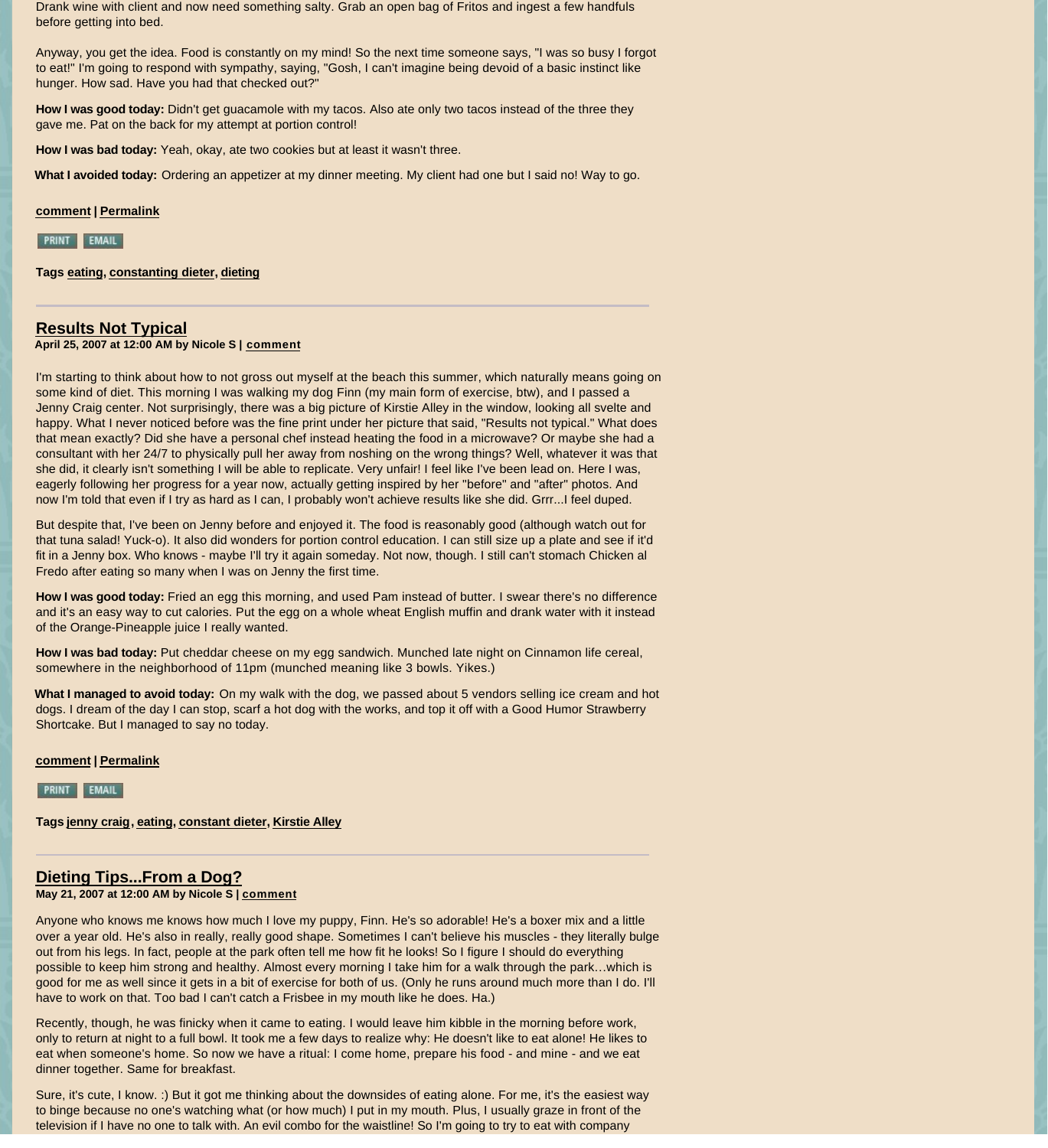Drank wine with client and now need something salty. Grab an open bag of Fritos and ingest a few handfuls before getting into bed.

Anyway, you get the idea. Food is constantly on my mind! So the next time someone says, "I was so busy I forgot to eat!" I'm going to respond with sympathy, saying, "Gosh, I can't imagine being devoid of a basic instinct like hunger. How sad. Have you had that checked out?"

**How I was good today:** Didn't get guacamole with my tacos. Also ate only two tacos instead of the three they gave me. Pat on the back for my attempt at portion control!

**How I was bad today:** Yeah, okay, ate two cookies but at least it wasn't three.

**What I avoided today:** Ordering an appetizer at my dinner meeting. My client had one but I said no! Way to go.

**comment** | **Permalink**

PRINT EMAIL

**Tags** eating, constanting dieter, dieting

---

## Results Not Typical

**April 25, 2007 at 12:00 AM by Nicole S | comment**

I'm starting to think about how to not gross out myself at the beach this summer, which naturally means going on some kind of diet. This morning I was walking my dog Finn (my main form of exercise, btw), and I passed a Jenny Craig center. Not surprisingly, there was a big picture of Kirstie Alley in the window, looking all svelte and happy. What I never noticed before was the fine print under her picture that said, "Results not typical." What does that mean exactly? Did she have a personal chef instead heating the food in a microwave? Or maybe she had a consultant with her 24/7 to physically pull her away from noshing on the wrong things? Well, whatever it was that she did, it clearly isn't something I will be able to replicate. Very unfair! I feel like I've been lead on. Here I was, eagerly following her progress for a year now, actually getting inspired by her "before" and "after" photos. And now I'm told that even if I try as hard as I can, I probably won't achieve results like she did. Grrr...I feel duped.

But despite that, I've been on Jenny before and enjoyed it. The food is reasonably good (although watch out for that tuna salad! Yuck-o). It also did wonders for portion control education. I can still size up a plate and see if it'd fit in a Jenny box. Who knows - maybe I'll try it again someday. Not now, though. I still can't stomach Chicken al Fredo after eating so many when I was on Jenny the first time.

**How I was good today:** Fried an egg this morning, and used Pam instead of butter. I swear there's no difference and it's an easy way to cut calories. Put the egg on a whole wheat English muffin and drank water with it instead of the Orange-Pineapple juice I really wanted.

**How I was bad today:** Put cheddar cheese on my egg sandwich. Munched late night on Cinnamon life cereal, somewhere in the neighborhood of 11pm (munched meaning like 3 bowls. Yikes.)

**What I managed to avoid today:** On my walk with the dog, we passed about 5 vendors selling ice cream and hot dogs. I dream of the day I can stop, scarf a hot dog with the works, and top it off with a Good Humor Strawberry Shortcake. But I managed to say no today.

**comment** | **Permalink**

PRINT EMAIL

**Tags** jenny craig, eating, constant dieter, Kirstie Alley

---

## Dieting Tips...From a Dog?

**May 21, 2007 at 12:00 AM by Nicole S | comment**

Anyone who knows me knows how much I love my puppy, Finn. He's so adorable! He's a boxer mix and a little over a year old. He's also in really, really good shape. Sometimes I can't believe his muscles - they literally bulge out from his legs. In fact, people at the park often tell me how fit he looks! So I figure I should do everything possible to keep him strong and healthy. Almost every morning I take him for a walk through the park…which is good for me as well since it gets in a bit of exercise for both of us. (Only he runs around much more than I do. I'll have to work on that. Too bad I can't catch a Frisbee in my mouth like he does. Ha.)

Recently, though, he was finicky when it came to eating. I would leave him kibble in the morning before work, only to return at night to a full bowl. It took me a few days to realize why: He doesn't like to eat alone! He likes to eat when someone's home. So now we have a ritual: I come home, prepare his food - and mine - and we eat dinner together. Same for breakfast.

Sure, it's cute, I know. :) But it got me thinking about the downsides of eating alone. For me, it's the easiest way to binge because no one's watching what (or how much) I put in my mouth. Plus, I usually graze in front of the television if I have no one to talk with. An evil combo for the waistline! So I'm going to try to eat with company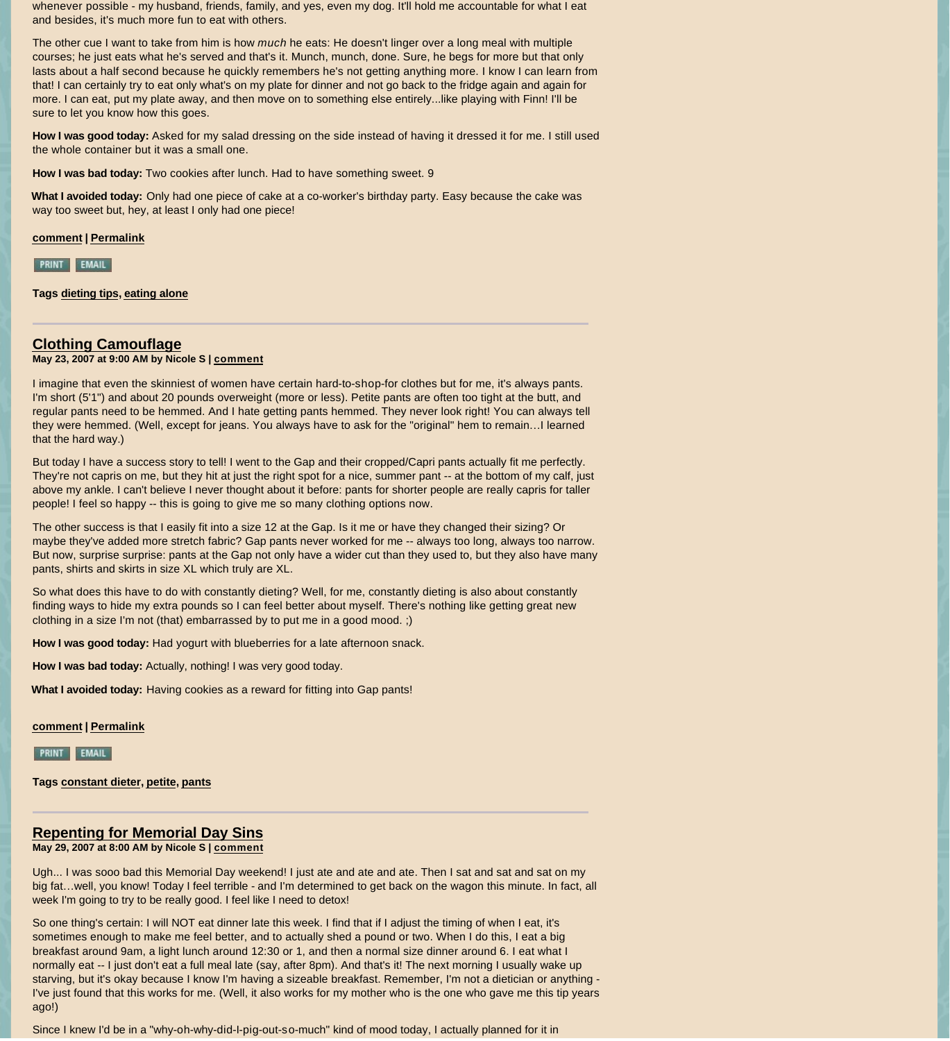whenever possible - my husband, friends, family, and yes, even my dog. It'll hold me accountable for what I eat and besides, it's much more fun to eat with others.

The other cue I want to take from him is how *much* he eats: He doesn't linger over a long meal with multiple courses; he just eats what he's served and that's it. Munch, munch, done. Sure, he begs for more but that only lasts about a half second because he quickly remembers he's not getting anything more. I know I can learn from that! I can certainly try to eat only what's on my plate for dinner and not go back to the fridge again and again for more. I can eat, put my plate away, and then move on to something else entirely...like playing with Finn! I'll be sure to let you know how this goes.

**How I was good today:** Asked for my salad dressing on the side instead of having it dressed it for me. I still used the whole container but it was a small one.

**How I was bad today:** Two cookies after lunch. Had to have something sweet. 9

**What I avoided today:** Only had one piece of cake at a co-worker's birthday party. Easy because the cake was way too sweet but, hey, at least I only had one piece!

**comment** | **Permalink**

PRINT EMAIL

**Tags** **dieting tips**, **eating alone**

---

## Clothing Camouflage

**May 23, 2007 at 9:00 AM by Nicole S | comment**

I imagine that even the skinniest of women have certain hard-to-shop-for clothes but for me, it's always pants. I'm short (5'1") and about 20 pounds overweight (more or less). Petite pants are often too tight at the butt, and regular pants need to be hemmed. And I hate getting pants hemmed. They never look right! You can always tell they were hemmed. (Well, except for jeans. You always have to ask for the "original" hem to remain…I learned that the hard way.)

But today I have a success story to tell! I went to the Gap and their cropped/Capri pants actually fit me perfectly. They're not capris on me, but they hit at just the right spot for a nice, summer pant -- at the bottom of my calf, just above my ankle. I can't believe I never thought about it before: pants for shorter people are really capris for taller people! I feel so happy -- this is going to give me so many clothing options now.

The other success is that I easily fit into a size 12 at the Gap. Is it me or have they changed their sizing? Or maybe they've added more stretch fabric? Gap pants never worked for me -- always too long, always too narrow. But now, surprise surprise: pants at the Gap not only have a wider cut than they used to, but they also have many pants, shirts and skirts in size XL which truly are XL.

So what does this have to do with constantly dieting? Well, for me, constantly dieting is also about constantly finding ways to hide my extra pounds so I can feel better about myself. There's nothing like getting great new clothing in a size I'm not (that) embarrassed by to put me in a good mood. ;)

**How I was good today:** Had yogurt with blueberries for a late afternoon snack.

**How I was bad today:** Actually, nothing! I was very good today.

**What I avoided today:** Having cookies as a reward for fitting into Gap pants!

**comment** | **Permalink**

PRINT EMAIL

**Tags** **constant dieter**, **petite**, **pants**

---

## Repenting for Memorial Day Sins

**May 29, 2007 at 8:00 AM by Nicole S | comment**

Ugh... I was sooo bad this Memorial Day weekend! I just ate and ate and ate. Then I sat and sat and sat on my big fat…well, you know! Today I feel terrible - and I'm determined to get back on the wagon this minute. In fact, all week I'm going to try to be really good. I feel like I need to detox!

So one thing's certain: I will NOT eat dinner late this week. I find that if I adjust the timing of when I eat, it's sometimes enough to make me feel better, and to actually shed a pound or two. When I do this, I eat a big breakfast around 9am, a light lunch around 12:30 or 1, and then a normal size dinner around 6. I eat what I normally eat -- I just don't eat a full meal late (say, after 8pm). And that's it! The next morning I usually wake up starving, but it's okay because I know I'm having a sizeable breakfast. Remember, I'm not a dietician or anything - I've just found that this works for me. (Well, it also works for my mother who is the one who gave me this tip years ago!)

Since I knew I'd be in a "why-oh-why-did-I-pig-out-so-much" kind of mood today, I actually planned for it in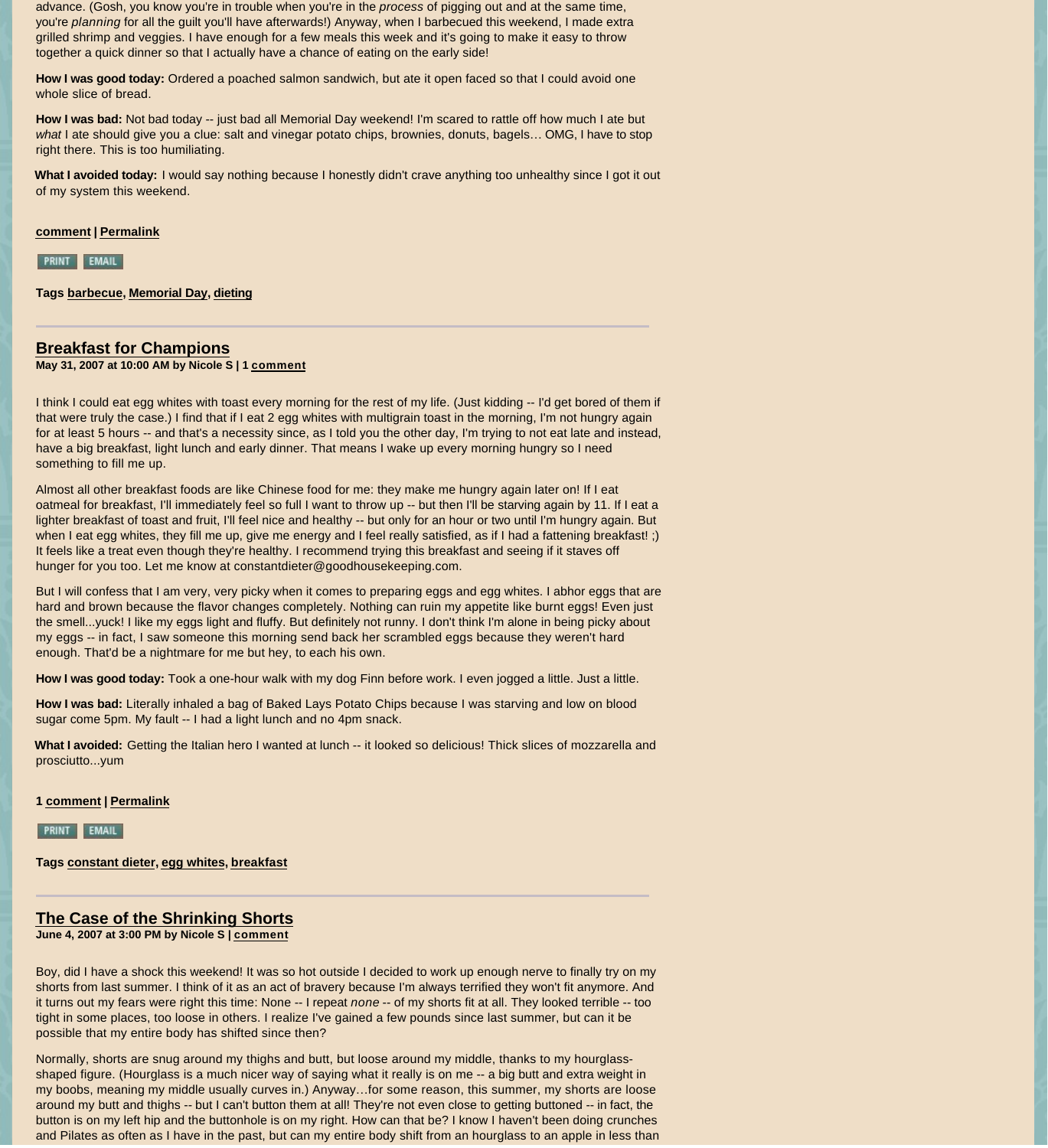advance. (Gosh, you know you're in trouble when you're in the *process* of pigging out and at the same time, you're *planning* for all the guilt you'll have afterwards!) Anyway, when I barbecued this weekend, I made extra grilled shrimp and veggies. I have enough for a few meals this week and it's going to make it easy to throw together a quick dinner so that I actually have a chance of eating on the early side!

**How I was good today:** Ordered a poached salmon sandwich, but ate it open faced so that I could avoid one whole slice of bread.

**How I was bad:** Not bad today -- just bad all Memorial Day weekend! I'm scared to rattle off how much I ate but *what* I ate should give you a clue: salt and vinegar potato chips, brownies, donuts, bagels… OMG, I have to stop right there. This is too humiliating.

**What I avoided today:** I would say nothing because I honestly didn't crave anything too unhealthy since I got it out of my system this weekend.

**comment** | **Permalink**

PRINT EMAIL

**Tags** **barbecue**, **Memorial Day**, **dieting**

---

## Breakfast for Champions

**May 31, 2007 at 10:00 AM by Nicole S | 1 comment**

I think I could eat egg whites with toast every morning for the rest of my life. (Just kidding -- I'd get bored of them if that were truly the case.) I find that if I eat 2 egg whites with multigrain toast in the morning, I'm not hungry again for at least 5 hours -- and that's a necessity since, as I told you the other day, I'm trying to not eat late and instead, have a big breakfast, light lunch and early dinner. That means I wake up every morning hungry so I need something to fill me up.

Almost all other breakfast foods are like Chinese food for me: they make me hungry again later on! If I eat oatmeal for breakfast, I'll immediately feel so full I want to throw up -- but then I'll be starving again by 11. If I eat a lighter breakfast of toast and fruit, I'll feel nice and healthy -- but only for an hour or two until I'm hungry again. But when I eat egg whites, they fill me up, give me energy and I feel really satisfied, as if I had a fattening breakfast! ;) It feels like a treat even though they're healthy. I recommend trying this breakfast and seeing if it staves off hunger for you too. Let me know at constantdieter@goodhousekeeping.com.

But I will confess that I am very, very picky when it comes to preparing eggs and egg whites. I abhor eggs that are hard and brown because the flavor changes completely. Nothing can ruin my appetite like burnt eggs! Even just the smell...yuck! I like my eggs light and fluffy. But definitely not runny. I don't think I'm alone in being picky about my eggs -- in fact, I saw someone this morning send back her scrambled eggs because they weren't hard enough. That'd be a nightmare for me but hey, to each his own.

**How I was good today:** Took a one-hour walk with my dog Finn before work. I even jogged a little. Just a little.

**How I was bad:** Literally inhaled a bag of Baked Lays Potato Chips because I was starving and low on blood sugar come 5pm. My fault -- I had a light lunch and no 4pm snack.

**What I avoided:** Getting the Italian hero I wanted at lunch -- it looked so delicious! Thick slices of mozzarella and prosciutto...yum

**1 comment** | **Permalink**

PRINT EMAIL

**Tags** **constant dieter**, **egg whites**, **breakfast**

---

## The Case of the Shrinking Shorts

**June 4, 2007 at 3:00 PM by Nicole S | comment**

Boy, did I have a shock this weekend! It was so hot outside I decided to work up enough nerve to finally try on my shorts from last summer. I think of it as an act of bravery because I'm always terrified they won't fit anymore. And it turns out my fears were right this time: None -- I repeat *none* -- of my shorts fit at all. They looked terrible -- too tight in some places, too loose in others. I realize I've gained a few pounds since last summer, but can it be possible that my entire body has shifted since then?

Normally, shorts are snug around my thighs and butt, but loose around my middle, thanks to my hourglass-shaped figure. (Hourglass is a much nicer way of saying what it really is on me -- a big butt and extra weight in my boobs, meaning my middle usually curves in.) Anyway…for some reason, this summer, my shorts are loose around my butt and thighs -- but I can't button them at all! They're not even close to getting buttoned -- in fact, the button is on my left hip and the buttonhole is on my right. How can that be? I know I haven't been doing crunches and Pilates as often as I have in the past, but can my entire body shift from an hourglass to an apple in less than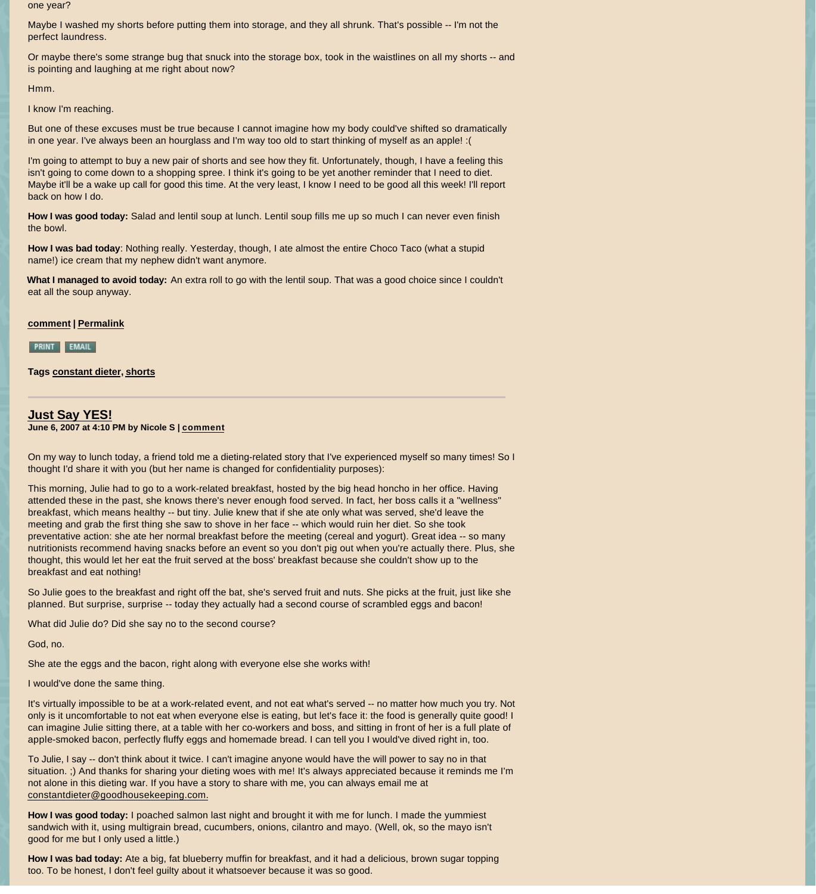one year?

Maybe I washed my shorts before putting them into storage, and they all shrunk. That's possible -- I'm not the perfect laundress.

Or maybe there's some strange bug that snuck into the storage box, took in the waistlines on all my shorts -- and is pointing and laughing at me right about now?

Hmm.

I know I'm reaching.

But one of these excuses must be true because I cannot imagine how my body could've shifted so dramatically in one year. I've always been an hourglass and I'm way too old to start thinking of myself as an apple! :(

I'm going to attempt to buy a new pair of shorts and see how they fit. Unfortunately, though, I have a feeling this isn't going to come down to a shopping spree. I think it's going to be yet another reminder that I need to diet. Maybe it'll be a wake up call for good this time. At the very least, I know I need to be good all this week! I'll report back on how I do.

**How I was good today:** Salad and lentil soup at lunch. Lentil soup fills me up so much I can never even finish the bowl.

**How I was bad today**: Nothing really. Yesterday, though, I ate almost the entire Choco Taco (what a stupid name!) ice cream that my nephew didn't want anymore.

**What I managed to avoid today:** An extra roll to go with the lentil soup. That was a good choice since I couldn't eat all the soup anyway.

**comment** | **Permalink**

PRINT EMAIL

**Tags constant dieter, shorts**

---

## Just Say YES!

**June 6, 2007 at 4:10 PM by Nicole S | comment**

On my way to lunch today, a friend told me a dieting-related story that I've experienced myself so many times! So I thought I'd share it with you (but her name is changed for confidentiality purposes):

This morning, Julie had to go to a work-related breakfast, hosted by the big head honcho in her office. Having attended these in the past, she knows there's never enough food served. In fact, her boss calls it a "wellness" breakfast, which means healthy -- but tiny. Julie knew that if she ate only what was served, she'd leave the meeting and grab the first thing she saw to shove in her face -- which would ruin her diet. So she took preventative action: she ate her normal breakfast before the meeting (cereal and yogurt). Great idea -- so many nutritionists recommend having snacks before an event so you don't pig out when you're actually there. Plus, she thought, this would let her eat the fruit served at the boss' breakfast because she couldn't show up to the breakfast and eat nothing!

So Julie goes to the breakfast and right off the bat, she's served fruit and nuts. She picks at the fruit, just like she planned. But surprise, surprise -- today they actually had a second course of scrambled eggs and bacon!

What did Julie do? Did she say no to the second course?

God, no.

She ate the eggs and the bacon, right along with everyone else she works with!

I would've done the same thing.

It's virtually impossible to be at a work-related event, and not eat what's served -- no matter how much you try. Not only is it uncomfortable to not eat when everyone else is eating, but let's face it: the food is generally quite good! I can imagine Julie sitting there, at a table with her co-workers and boss, and sitting in front of her is a full plate of apple-smoked bacon, perfectly fluffy eggs and homemade bread. I can tell you I would've dived right in, too.

To Julie, I say -- don't think about it twice. I can't imagine anyone would have the will power to say no in that situation. ;) And thanks for sharing your dieting woes with me! It's always appreciated because it reminds me I'm not alone in this dieting war. If you have a story to share with me, you can always email me at constantdieter@goodhousekeeping.com.

**How I was good today:** I poached salmon last night and brought it with me for lunch. I made the yummiest sandwich with it, using multigrain bread, cucumbers, onions, cilantro and mayo. (Well, ok, so the mayo isn't good for me but I only used a little.)

**How I was bad today:** Ate a big, fat blueberry muffin for breakfast, and it had a delicious, brown sugar topping too. To be honest, I don't feel guilty about it whatsoever because it was so good.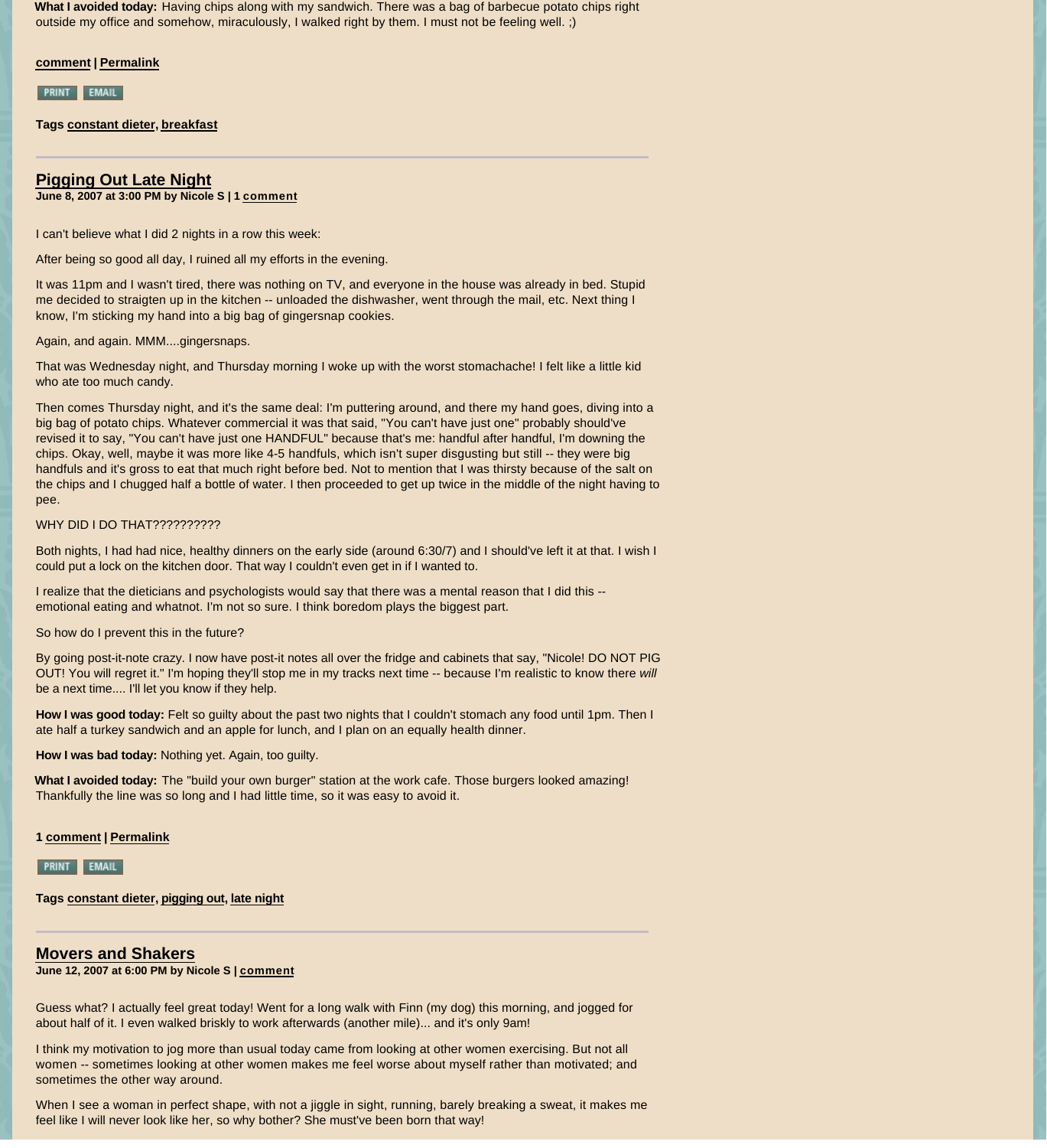**What I avoided today:** Having chips along with my sandwich. There was a bag of barbecue potato chips right outside my office and somehow, miraculously, I walked right by them. I must not be feeling well. ;)

**comment** | **Permalink**

PRINT EMAIL

**Tags** **constant dieter**, **breakfast**

---

## Pigging Out Late Night

**June 8, 2007 at 3:00 PM by Nicole S | 1 comment**

I can't believe what I did 2 nights in a row this week:

After being so good all day, I ruined all my efforts in the evening.

It was 11pm and I wasn't tired, there was nothing on TV, and everyone in the house was already in bed. Stupid me decided to straigten up in the kitchen -- unloaded the dishwasher, went through the mail, etc. Next thing I know, I'm sticking my hand into a big bag of gingersnap cookies.

Again, and again. MMM....gingersnaps.

That was Wednesday night, and Thursday morning I woke up with the worst stomachache! I felt like a little kid who ate too much candy.

Then comes Thursday night, and it's the same deal: I'm puttering around, and there my hand goes, diving into a big bag of potato chips. Whatever commercial it was that said, "You can't have just one" probably should've revised it to say, "You can't have just one HANDFUL" because that's me: handful after handful, I'm downing the chips. Okay, well, maybe it was more like 4-5 handfuls, which isn't super disgusting but still -- they were big handfuls and it's gross to eat that much right before bed. Not to mention that I was thirsty because of the salt on the chips and I chugged half a bottle of water. I then proceeded to get up twice in the middle of the night having to pee.

WHY DID I DO THAT??????????

Both nights, I had had nice, healthy dinners on the early side (around 6:30/7) and I should've left it at that. I wish I could put a lock on the kitchen door. That way I couldn't even get in if I wanted to.

I realize that the dieticians and psychologists would say that there was a mental reason that I did this -- emotional eating and whatnot. I'm not so sure. I think boredom plays the biggest part.

So how do I prevent this in the future?

By going post-it-note crazy. I now have post-it notes all over the fridge and cabinets that say, "Nicole! DO NOT PIG OUT! You will regret it." I'm hoping they'll stop me in my tracks next time -- because I'm realistic to know there *will* be a next time.... I'll let you know if they help.

**How I was good today:** Felt so guilty about the past two nights that I couldn't stomach any food until 1pm. Then I ate half a turkey sandwich and an apple for lunch, and I plan on an equally health dinner.

**How I was bad today:** Nothing yet. Again, too guilty.

**What I avoided today:** The "build your own burger" station at the work cafe. Those burgers looked amazing! Thankfully the line was so long and I had little time, so it was easy to avoid it.

**1 comment** | **Permalink**

PRINT EMAIL

**Tags** **constant dieter**, **pigging out**, **late night**

---

## Movers and Shakers

**June 12, 2007 at 6:00 PM by Nicole S | comment**

Guess what? I actually feel great today! Went for a long walk with Finn (my dog) this morning, and jogged for about half of it. I even walked briskly to work afterwards (another mile)... and it's only 9am!

I think my motivation to jog more than usual today came from looking at other women exercising. But not all women -- sometimes looking at other women makes me feel worse about myself rather than motivated; and sometimes the other way around.

When I see a woman in perfect shape, with not a jiggle in sight, running, barely breaking a sweat, it makes me feel like I will never look like her, so why bother? She must've been born that way!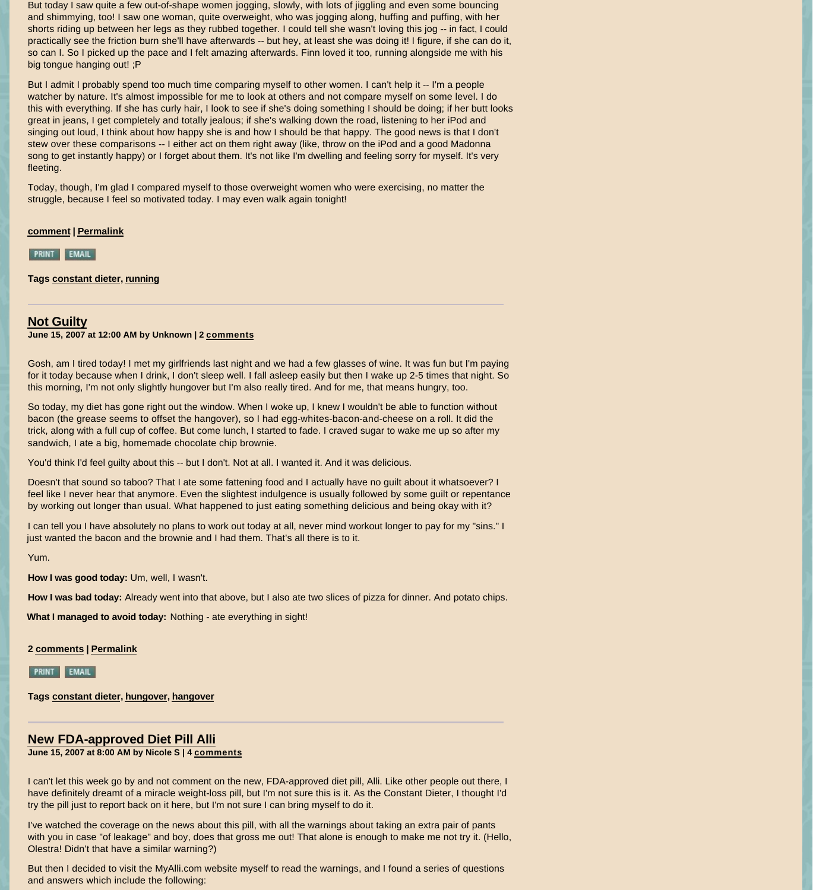But today I saw quite a few out-of-shape women jogging, slowly, with lots of jiggling and even some bouncing and shimmying, too! I saw one woman, quite overweight, who was jogging along, huffing and puffing, with her shorts riding up between her legs as they rubbed together. I could tell she wasn't loving this jog -- in fact, I could practically see the friction burn she'll have afterwards -- but hey, at least she was doing it! I figure, if she can do it, so can I. So I picked up the pace and I felt amazing afterwards. Finn loved it too, running alongside me with his big tongue hanging out! ;P

But I admit I probably spend too much time comparing myself to other women. I can't help it -- I'm a people watcher by nature. It's almost impossible for me to look at others and not compare myself on some level. I do this with everything. If she has curly hair, I look to see if she's doing something I should be doing; if her butt looks great in jeans, I get completely and totally jealous; if she's walking down the road, listening to her iPod and singing out loud, I think about how happy she is and how I should be that happy. The good news is that I don't stew over these comparisons -- I either act on them right away (like, throw on the iPod and a good Madonna song to get instantly happy) or I forget about them. It's not like I'm dwelling and feeling sorry for myself. It's very fleeting.

Today, though, I'm glad I compared myself to those overweight women who were exercising, no matter the struggle, because I feel so motivated today. I may even walk again tonight!

**comment** | **Permalink**

PRINT EMAIL

**Tags** **constant dieter**, **running**

---

## Not Guilty

**June 15, 2007 at 12:00 AM by Unknown | 2 comments**

Gosh, am I tired today! I met my girlfriends last night and we had a few glasses of wine. It was fun but I'm paying for it today because when I drink, I don't sleep well. I fall asleep easily but then I wake up 2-5 times that night. So this morning, I'm not only slightly hungover but I'm also really tired. And for me, that means hungry, too.

So today, my diet has gone right out the window. When I woke up, I knew I wouldn't be able to function without bacon (the grease seems to offset the hangover), so I had egg-whites-bacon-and-cheese on a roll. It did the trick, along with a full cup of coffee. But come lunch, I started to fade. I craved sugar to wake me up so after my sandwich, I ate a big, homemade chocolate chip brownie.

You'd think I'd feel guilty about this -- but I don't. Not at all. I wanted it. And it was delicious.

Doesn't that sound so taboo? That I ate some fattening food and I actually have no guilt about it whatsoever? I feel like I never hear that anymore. Even the slightest indulgence is usually followed by some guilt or repentance by working out longer than usual. What happened to just eating something delicious and being okay with it?

I can tell you I have absolutely no plans to work out today at all, never mind workout longer to pay for my "sins." I just wanted the bacon and the brownie and I had them. That's all there is to it.

Yum.

**How I was good today:** Um, well, I wasn't.

**How I was bad today:** Already went into that above, but I also ate two slices of pizza for dinner. And potato chips.

**What I managed to avoid today:** Nothing - ate everything in sight!

**2 comments** | **Permalink**

PRINT EMAIL

**Tags** **constant dieter**, **hungover**, **hangover**

---

## New FDA-approved Diet Pill Alli

**June 15, 2007 at 8:00 AM by Nicole S | 4 comments**

I can't let this week go by and not comment on the new, FDA-approved diet pill, Alli. Like other people out there, I have definitely dreamt of a miracle weight-loss pill, but I'm not sure this is it. As the Constant Dieter, I thought I'd try the pill just to report back on it here, but I'm not sure I can bring myself to do it.

I've watched the coverage on the news about this pill, with all the warnings about taking an extra pair of pants with you in case "of leakage" and boy, does that gross me out! That alone is enough to make me not try it. (Hello, Olestra! Didn't that have a similar warning?)

But then I decided to visit the MyAlli.com website myself to read the warnings, and I found a series of questions and answers which include the following: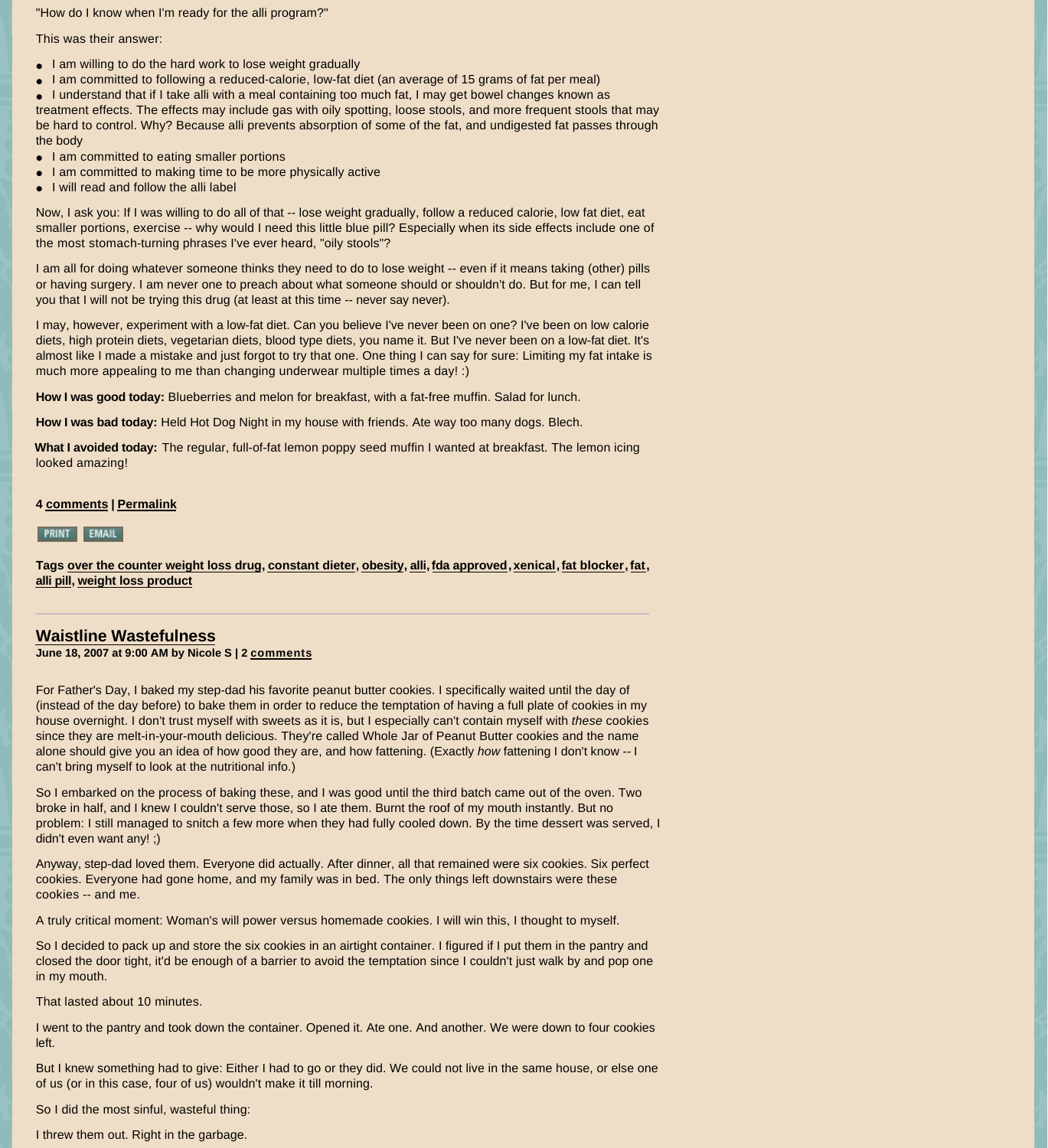"How do I know when I'm ready for the alli program?"

This was their answer:

- I am willing to do the hard work to lose weight gradually
- I am committed to following a reduced-calorie, low-fat diet (an average of 15 grams of fat per meal)
- I understand that if I take alli with a meal containing too much fat, I may get bowel changes known as treatment effects. The effects may include gas with oily spotting, loose stools, and more frequent stools that may be hard to control. Why? Because alli prevents absorption of some of the fat, and undigested fat passes through the body
- I am committed to eating smaller portions
- I am committed to making time to be more physically active
- I will read and follow the alli label

Now, I ask you: If I was willing to do all of that -- lose weight gradually, follow a reduced calorie, low fat diet, eat smaller portions, exercise -- why would I need this little blue pill? Especially when its side effects include one of the most stomach-turning phrases I've ever heard, "oily stools"?

I am all for doing whatever someone thinks they need to do to lose weight -- even if it means taking (other) pills or having surgery. I am never one to preach about what someone should or shouldn't do. But for me, I can tell you that I will not be trying this drug (at least at this time -- never say never).

I may, however, experiment with a low-fat diet. Can you believe I've never been on one? I've been on low calorie diets, high protein diets, vegetarian diets, blood type diets, you name it. But I've never been on a low-fat diet. It's almost like I made a mistake and just forgot to try that one. One thing I can say for sure: Limiting my fat intake is much more appealing to me than changing underwear multiple times a day! :)

**How I was good today:** Blueberries and melon for breakfast, with a fat-free muffin. Salad for lunch.

**How I was bad today:** Held Hot Dog Night in my house with friends. Ate way too many dogs. Blech.

**What I avoided today:** The regular, full-of-fat lemon poppy seed muffin I wanted at breakfast. The lemon icing looked amazing!

**4 comments | Permalink**

PRINT EMAIL

**Tags over the counter weight loss drug, constant dieter, obesity, alli, fda approved, xenical, fat blocker, fat, alli pill, weight loss product**

---

## Waistline Wastefulness

**June 18, 2007 at 9:00 AM by Nicole S | 2 comments**

For Father's Day, I baked my step-dad his favorite peanut butter cookies. I specifically waited until the day of (instead of the day before) to bake them in order to reduce the temptation of having a full plate of cookies in my house overnight. I don't trust myself with sweets as it is, but I especially can't contain myself with *these* cookies since they are melt-in-your-mouth delicious. They're called Whole Jar of Peanut Butter cookies and the name alone should give you an idea of how good they are, and how fattening. (Exactly *how* fattening I don't know -- I can't bring myself to look at the nutritional info.)

So I embarked on the process of baking these, and I was good until the third batch came out of the oven. Two broke in half, and I knew I couldn't serve those, so I ate them. Burnt the roof of my mouth instantly. But no problem: I still managed to snitch a few more when they had fully cooled down. By the time dessert was served, I didn't even want any! ;)

Anyway, step-dad loved them. Everyone did actually. After dinner, all that remained were six cookies. Six perfect cookies. Everyone had gone home, and my family was in bed. The only things left downstairs were these cookies -- and me.

A truly critical moment: Woman's will power versus homemade cookies. I will win this, I thought to myself.

So I decided to pack up and store the six cookies in an airtight container. I figured if I put them in the pantry and closed the door tight, it'd be enough of a barrier to avoid the temptation since I couldn't just walk by and pop one in my mouth.

That lasted about 10 minutes.

I went to the pantry and took down the container. Opened it. Ate one. And another. We were down to four cookies left.

But I knew something had to give: Either I had to go or they did. We could not live in the same house, or else one of us (or in this case, four of us) wouldn't make it till morning.

So I did the most sinful, wasteful thing:

I threw them out. Right in the garbage.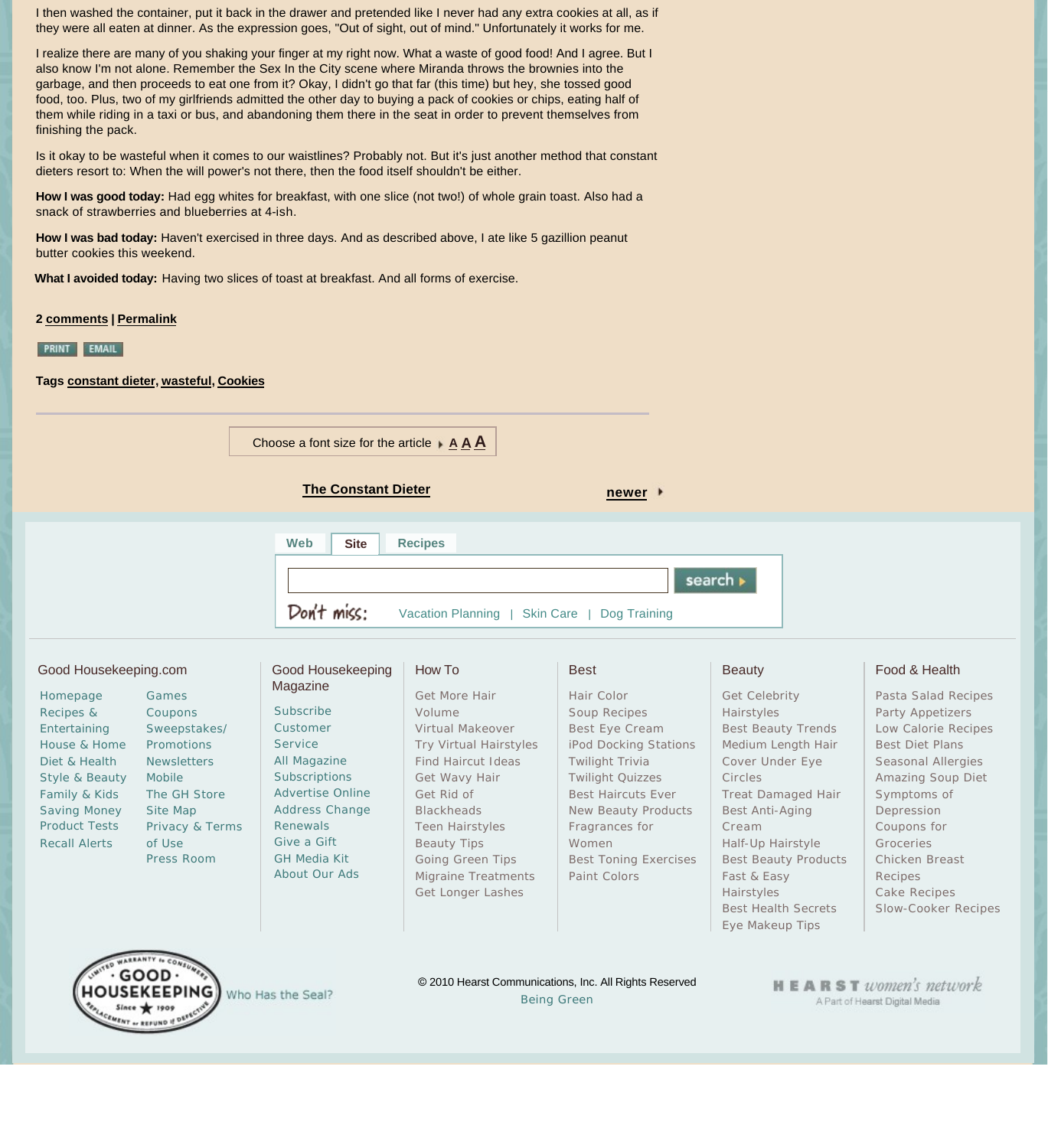I then washed the container, put it back in the drawer and pretended like I never had any extra cookies at all, as if they were all eaten at dinner. As the expression goes, "Out of sight, out of mind." Unfortunately it works for me.

I realize there are many of you shaking your finger at my right now. What a waste of good food! And I agree. But I also know I'm not alone. Remember the Sex In the City scene where Miranda throws the brownies into the garbage, and then proceeds to eat one from it? Okay, I didn't go that far (this time) but hey, she tossed good food, too. Plus, two of my girlfriends admitted the other day to buying a pack of cookies or chips, eating half of them while riding in a taxi or bus, and abandoning them there in the seat in order to prevent themselves from finishing the pack.

Is it okay to be wasteful when it comes to our waistlines? Probably not. But it's just another method that constant dieters resort to: When the will power's not there, then the food itself shouldn't be either.

**How I was good today:** Had egg whites for breakfast, with one slice (not two!) of whole grain toast. Also had a snack of strawberries and blueberries at 4-ish.

**How I was bad today:** Haven't exercised in three days. And as described above, I ate like 5 gazillion peanut butter cookies this weekend.

**What I avoided today:** Having two slices of toast at breakfast. And all forms of exercise.

**2 comments | Permalink**

PRINT EMAIL

**Tags constant dieter, wasteful, Cookies**

Choose a font size for the article A A A

**The Constant Dieter** **newer**

Web Site Recipes

search

Don't miss: Vacation Planning | Skin Care | Dog Training

**Good Housekeeping.com**

- Homepage
- Recipes & Entertaining
- House & Home
- Diet & Health
- Style & Beauty
- Family & Kids
- Saving Money
- Product Tests
- Recall Alerts
- Games
- Coupons
- Sweepstakes/ Promotions
- Newsletters
- Mobile
- The GH Store
- Site Map
- Privacy & Terms of Use
- Press Room

**Good Housekeeping Magazine**

- Subscribe
- Customer Service
- All Magazine Subscriptions
- Advertise Online
- Address Change
- Renewals
- Give a Gift
- GH Media Kit
- About Our Ads

**How To**

- Get More Hair Volume
- Virtual Makeover
- Try Virtual Hairstyles
- Find Haircut Ideas
- Get Wavy Hair
- Get Rid of Blackheads
- Teen Hairstyles
- Beauty Tips
- Going Green Tips
- Migraine Treatments
- Get Longer Lashes

**Best**

- Hair Color
- Soup Recipes
- Best Eye Cream
- iPod Docking Stations
- Twilight Trivia
- Twilight Quizzes
- Best Haircuts Ever
- New Beauty Products
- Fragrances for Women
- Best Toning Exercises
- Paint Colors

**Beauty**

- Get Celebrity Hairstyles
- Best Beauty Trends
- Medium Length Hair
- Cover Under Eye Circles
- Treat Damaged Hair
- Best Anti-Aging Cream
- Half-Up Hairstyle
- Best Beauty Products
- Fast & Easy Hairstyles
- Best Health Secrets
- Eye Makeup Tips

**Food & Health**

- Pasta Salad Recipes
- Party Appetizers
- Low Calorie Recipes
- Best Diet Plans
- Seasonal Allergies
- Amazing Soup Diet
- Symptoms of Depression
- Coupons for Groceries
- Chicken Breast Recipes
- Cake Recipes
- Slow-Cooker Recipes

Who Has the Seal?

© 2010 Hearst Communications, Inc. All Rights Reserved

Being Green

HEARST women's network — A Part of Hearst Digital Media